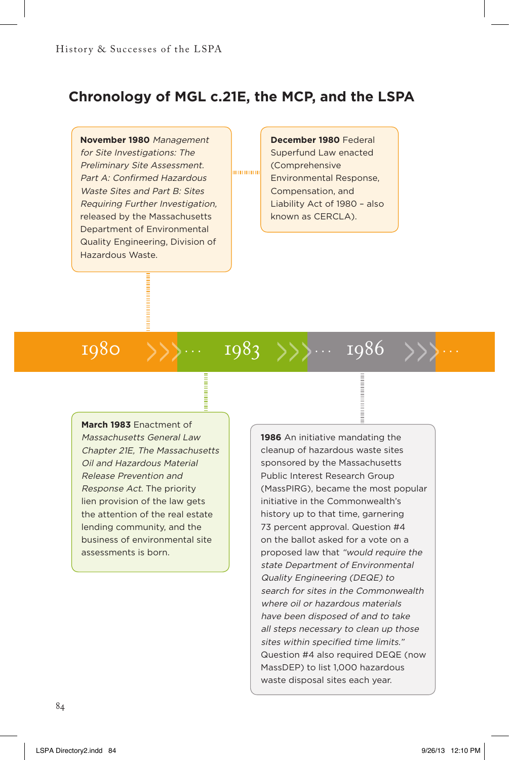## Chronology of MGL c.21E, the MCP, and the LSPA

**November 1980** *Management for Site Investigations: The Preliminary Site Assessment. Part A: Confirmed Hazardous Waste Sites and Part B: Sites Requiring Further Investigation,* released by the Massachusetts Department of Environmental Quality Engineering, Division of Hazardous Waste.

**December 1980** Federal Superfund Law enacted (Comprehensive Environmental Response, Compensation, and Liability Act of 1980 – also known as CERCLA).

1980 ››› . . . 1983 ››› . . . 1986 ››› . . .

**March 1983** Enactment of *Massachusetts General Law Chapter 21E, The Massachusetts Oil and Hazardous Material Release Prevention and Response Act.* The priority lien provision of the law gets the attention of the real estate lending community, and the business of environmental site assessments is born.

**1986** An initiative mandating the cleanup of hazardous waste sites sponsored by the Massachusetts Public Interest Research Group (MassPIRG), became the most popular initiative in the Commonwealth's history up to that time, garnering 73 percent approval. Question #4 on the ballot asked for a vote on a proposed law that *"would require the state Department of Environmental Quality Engineering (DEQE) to search for sites in the Commonwealth where oil or hazardous materials have been disposed of and to take all steps necessary to clean up those sites within specified time limits."* Question #4 also required DEQE (now MassDEP) to list 1,000 hazardous waste disposal sites each year.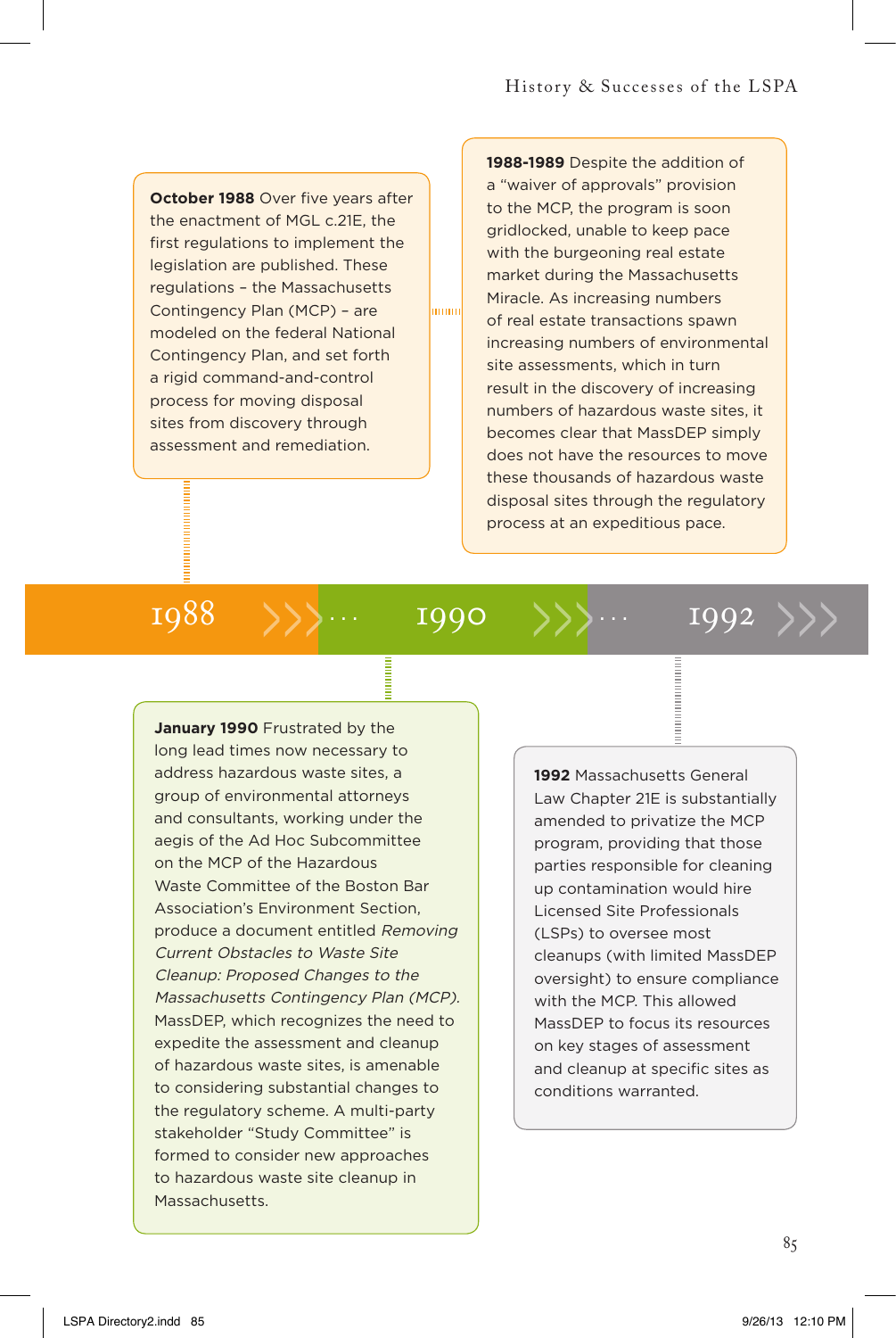**October 1988** Over five years after the enactment of MGL c.21E, the first regulations to implement the legislation are published. These regulations – the Massachusetts Contingency Plan (MCP) – are modeled on the federal National Contingency Plan, and set forth a rigid command-and-control process for moving disposal sites from discovery through assessment and remediation.

**1988-1989** Despite the addition of a "waiver of approvals" provision to the MCP, the program is soon gridlocked, unable to keep pace with the burgeoning real estate market during the Massachusetts Miracle. As increasing numbers of real estate transactions spawn increasing numbers of environmental site assessments, which in turn result in the discovery of increasing numbers of hazardous waste sites, it becomes clear that MassDEP simply does not have the resources to move these thousands of hazardous waste disposal sites through the regulatory process at an expeditious pace.

1988 ... 1990 ... 1992

**January 1990** Frustrated by the long lead times now necessary to address hazardous waste sites, a group of environmental attorneys and consultants, working under the aegis of the Ad Hoc Subcommittee on the MCP of the Hazardous Waste Committee of the Boston Bar Association's Environment Section, produce a document entitled *Removing Current Obstacles to Waste Site Cleanup: Proposed Changes to the Massachusetts Contingency Plan (MCP).* MassDEP, which recognizes the need to expedite the assessment and cleanup of hazardous waste sites, is amenable to considering substantial changes to the regulatory scheme. A multi-party stakeholder "Study Committee" is formed to consider new approaches to hazardous waste site cleanup in Massachusetts.

**1992** Massachusetts General Law Chapter 21E is substantially amended to privatize the MCP program, providing that those parties responsible for cleaning up contamination would hire Licensed Site Professionals (LSPs) to oversee most cleanups (with limited MassDEP oversight) to ensure compliance with the MCP. This allowed MassDEP to focus its resources on key stages of assessment and cleanup at specific sites as conditions warranted.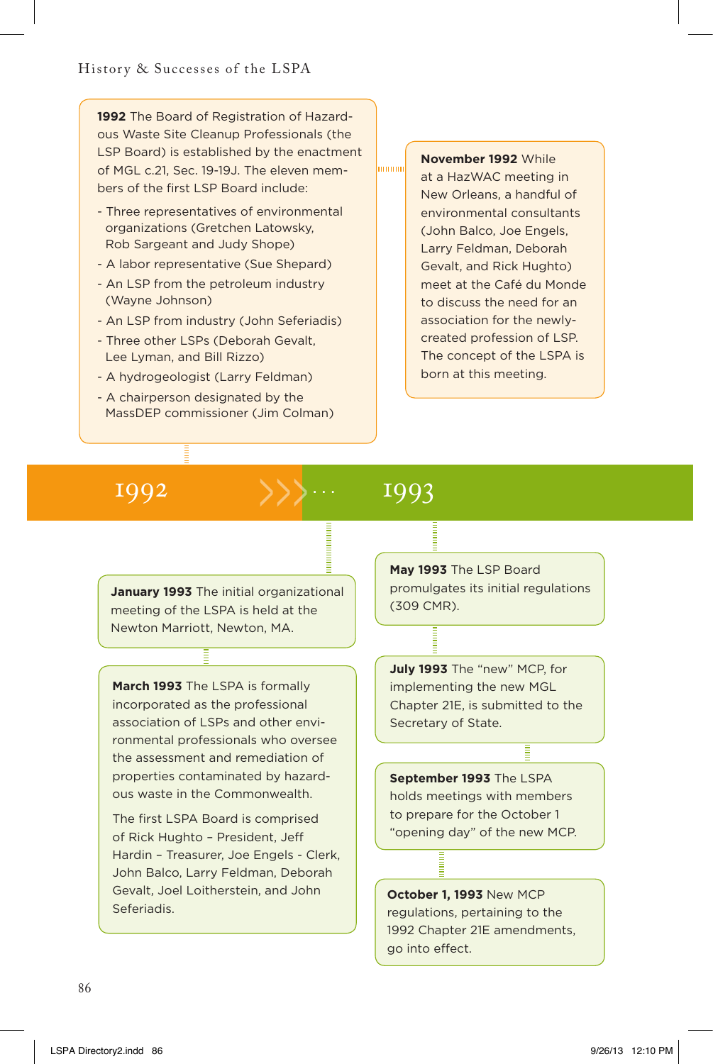**1992** The Board of Registration of Hazardous Waste Site Cleanup Professionals (the LSP Board) is established by the enactment of MGL c.21, Sec. 19-19J. The eleven members of the first LSP Board include:

- Three representatives of environmental organizations (Gretchen Latowsky, Rob Sargeant and Judy Shope)
- A labor representative (Sue Shepard)
- An LSP from the petroleum industry (Wayne Johnson)
- An LSP from industry (John Seferiadis)
- Three other LSPs (Deborah Gevalt, Lee Lyman, and Bill Rizzo)
- A hydrogeologist (Larry Feldman)
- A chairperson designated by the MassDEP commissioner (Jim Colman)

**November 1992** While at a HazWAC meeting in New Orleans, a handful of environmental consultants (John Balco, Joe Engels, Larry Feldman, Deborah Gevalt, and Rick Hughto) meet at the Café du Monde to discuss the need for an association for the newly-created profession of LSP. The concept of the LSPA is born at this meeting.

## 1992

## 1993

**January 1993** The initial organizational meeting of the LSPA is held at the Newton Marriott, Newton, MA.

**March 1993** The LSPA is formally incorporated as the professional association of LSPs and other environmental professionals who oversee the assessment and remediation of properties contaminated by hazardous waste in the Commonwealth.

The first LSPA Board is comprised of Rick Hughto – President, Jeff Hardin – Treasurer, Joe Engels - Clerk, John Balco, Larry Feldman, Deborah Gevalt, Joel Loitherstein, and John Seferiadis.

**May 1993** The LSP Board promulgates its initial regulations (309 CMR).

**July 1993** The "new" MCP, for implementing the new MGL Chapter 21E, is submitted to the Secretary of State.

**September 1993** The LSPA holds meetings with members to prepare for the October 1 "opening day" of the new MCP.

**October 1, 1993** New MCP regulations, pertaining to the 1992 Chapter 21E amendments, go into effect.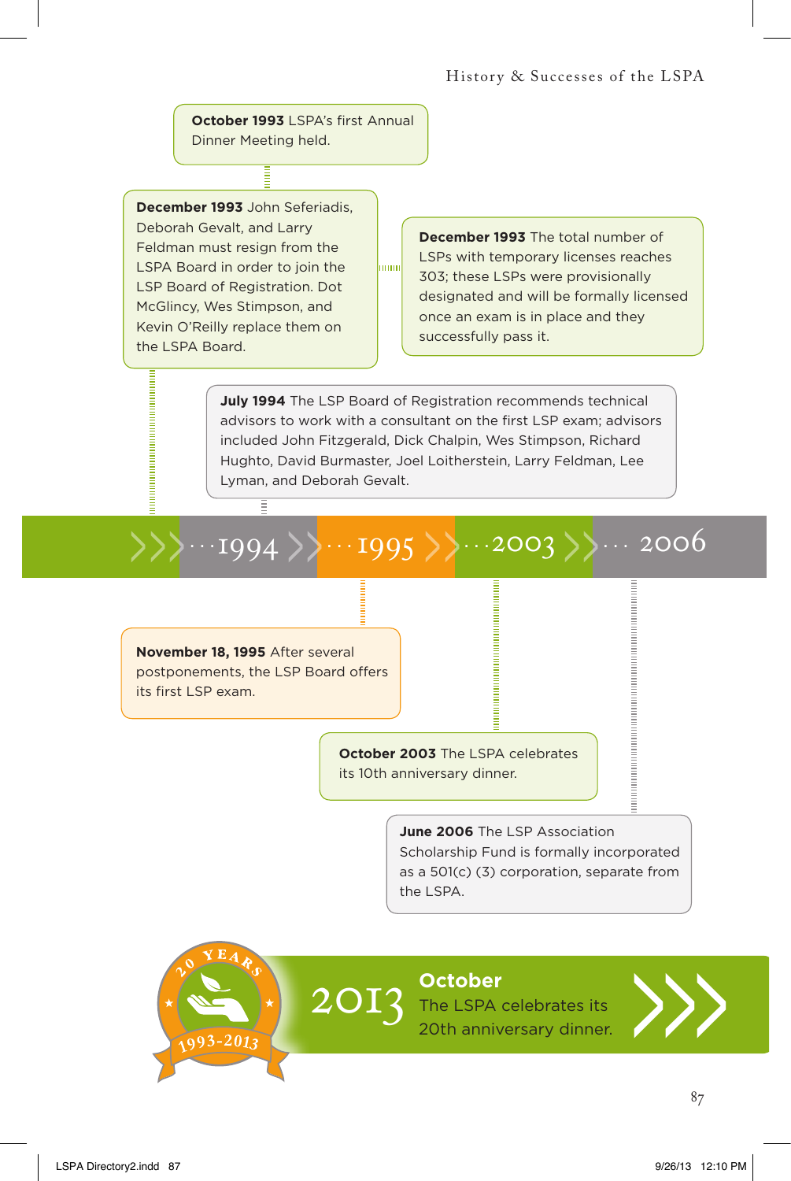**October 1993** LSPA's first Annual Dinner Meeting held.

**December 1993** John Seferiadis, Deborah Gevalt, and Larry Feldman must resign from the LSPA Board in order to join the LSP Board of Registration. Dot McGlincy, Wes Stimpson, and Kevin O'Reilly replace them on the LSPA Board.

**December 1993** The total number of LSPs with temporary licenses reaches 303; these LSPs were provisionally designated and will be formally licensed once an exam is in place and they successfully pass it.

**July 1994** The LSP Board of Registration recommends technical advisors to work with a consultant on the first LSP exam; advisors included John Fitzgerald, Dick Chalpin, Wes Stimpson, Richard Hughto, David Burmaster, Joel Loitherstein, Larry Feldman, Lee Lyman, and Deborah Gevalt.

1994 · 1995 · 2003 · 2006

**November 18, 1995** After several postponements, the LSP Board offers its first LSP exam.

**October 2003** The LSPA celebrates its 10th anniversary dinner.

**June 2006** The LSP Association Scholarship Fund is formally incorporated as a 501(c) (3) corporation, separate from the LSPA.

20 YEARS 1993-2013

2013 **October** The LSPA celebrates its 20th anniversary dinner.